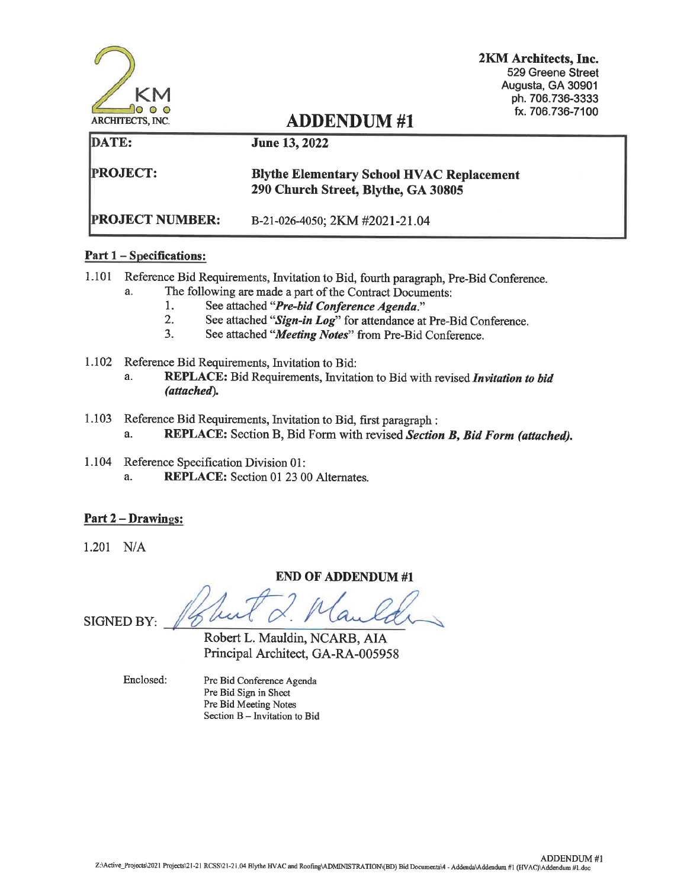**2KM Architects, Inc.**
529 Greene Street
Augusta, GA 30901
ph. 706.736-3333
fx. 706.736-7100

ARCHITECTS, INC.

# ADDENDUM #1

| | |
|---|---|
| **DATE:** | **June 13, 2022** |
| **PROJECT:** | **Blythe Elementary School HVAC Replacement**<br>**290 Church Street, Blythe, GA 30805** |
| **PROJECT NUMBER:** | B-21-026-4050; 2KM #2021-21.04 |

## Part 1 – Specifications:

1.101 Reference Bid Requirements, Invitation to Bid, fourth paragraph, Pre-Bid Conference.

- a. The following are made a part of the Contract Documents:
  1. See attached "***Pre-bid Conference Agenda***."
  2. See attached "***Sign-in Log***" for attendance at Pre-Bid Conference.
  3. See attached "***Meeting Notes***" from Pre-Bid Conference.

1.102 Reference Bid Requirements, Invitation to Bid:

- a. **REPLACE:** Bid Requirements, Invitation to Bid with revised ***Invitation to bid (attached).***

1.103 Reference Bid Requirements, Invitation to Bid, first paragraph :

- a. **REPLACE:** Section B, Bid Form with revised ***Section B, Bid Form (attached).***

1.104 Reference Specification Division 01:

- a. **REPLACE:** Section 01 23 00 Alternates.

## Part 2 – Drawings:

1.201 N/A

**END OF ADDENDUM #1**

SIGNED BY: 

Robert L. Mauldin, NCARB, AIA
Principal Architect, GA-RA-005958

Enclosed:
Pre Bid Conference Agenda
Pre Bid Sign in Sheet
Pre Bid Meeting Notes
Section B – Invitation to Bid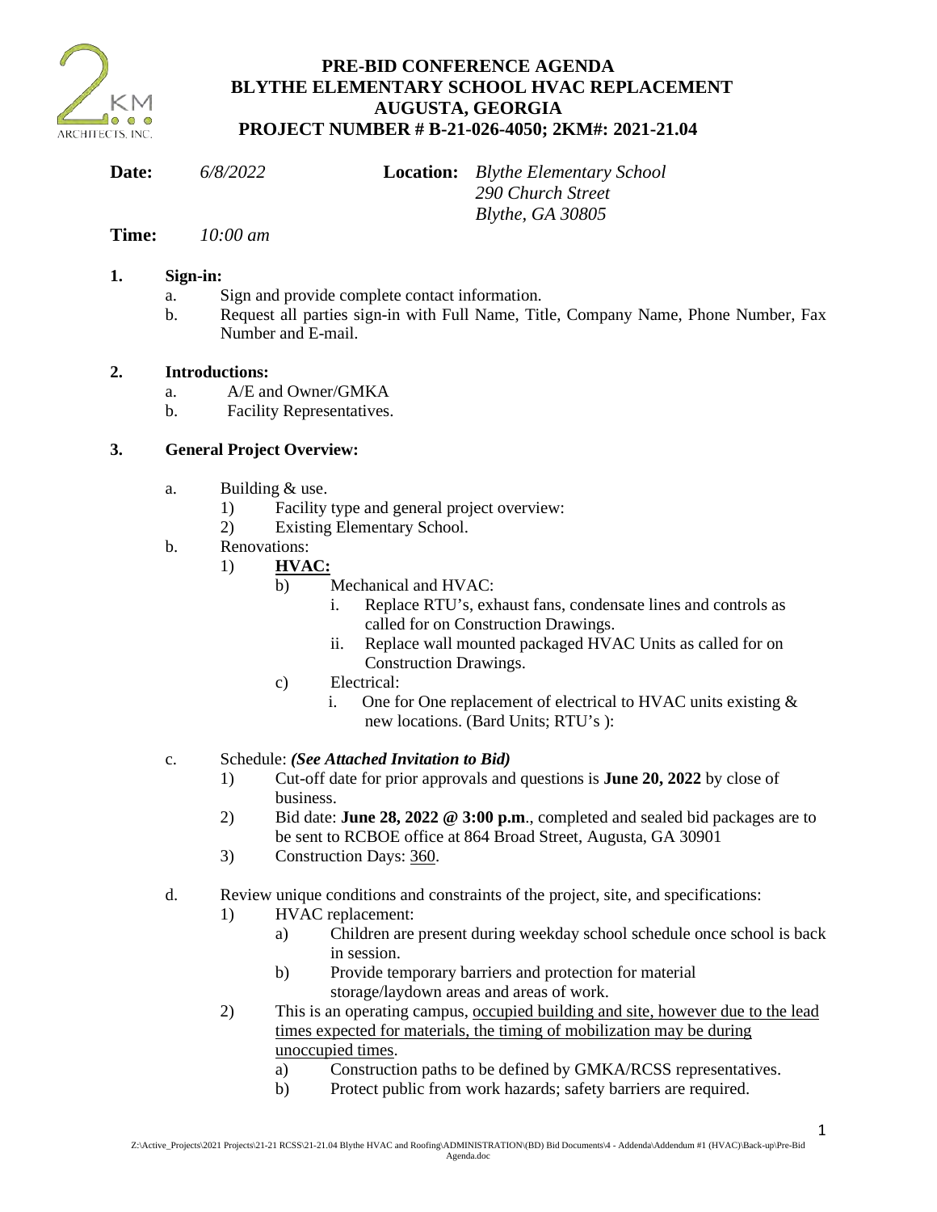# PRE-BID CONFERENCE AGENDA
# BLYTHE ELEMENTARY SCHOOL HVAC REPLACEMENT
# AUGUSTA, GEORGIA
# PROJECT NUMBER # B-21-026-4050; 2KM#: 2021-21.04

**Date:** *6/8/2022*

**Location:** *Blythe Elementary School*
*290 Church Street*
*Blythe, GA 30805*

**Time:** *10:00 am*

**1. Sign-in:**

a. Sign and provide complete contact information.

b. Request all parties sign-in with Full Name, Title, Company Name, Phone Number, Fax Number and E-mail.

**2. Introductions:**

a. A/E and Owner/GMKA

b. Facility Representatives.

**3. General Project Overview:**

a. Building & use.
   1) Facility type and general project overview:
   2) Existing Elementary School.

b. Renovations:
   1) **HVAC:**
      b) Mechanical and HVAC:
         i. Replace RTU's, exhaust fans, condensate lines and controls as called for on Construction Drawings.
         ii. Replace wall mounted packaged HVAC Units as called for on Construction Drawings.
      c) Electrical:
         i. One for One replacement of electrical to HVAC units existing & new locations. (Bard Units; RTU's ):

c. Schedule: ***(See Attached Invitation to Bid)***
   1) Cut-off date for prior approvals and questions is **June 20, 2022** by close of business.
   2) Bid date: **June 28, 2022 @ 3:00 p.m**., completed and sealed bid packages are to be sent to RCBOE office at 864 Broad Street, Augusta, GA 30901
   3) Construction Days: <u>360</u>.

d. Review unique conditions and constraints of the project, site, and specifications:
   1) HVAC replacement:
      a) Children are present during weekday school schedule once school is back in session.
      b) Provide temporary barriers and protection for material storage/laydown areas and areas of work.
   2) This is an operating campus, <u>occupied building and site, however due to the lead times expected for materials, the timing of mobilization may be during unoccupied times</u>.
      a) Construction paths to be defined by GMKA/RCSS representatives.
      b) Protect public from work hazards; safety barriers are required.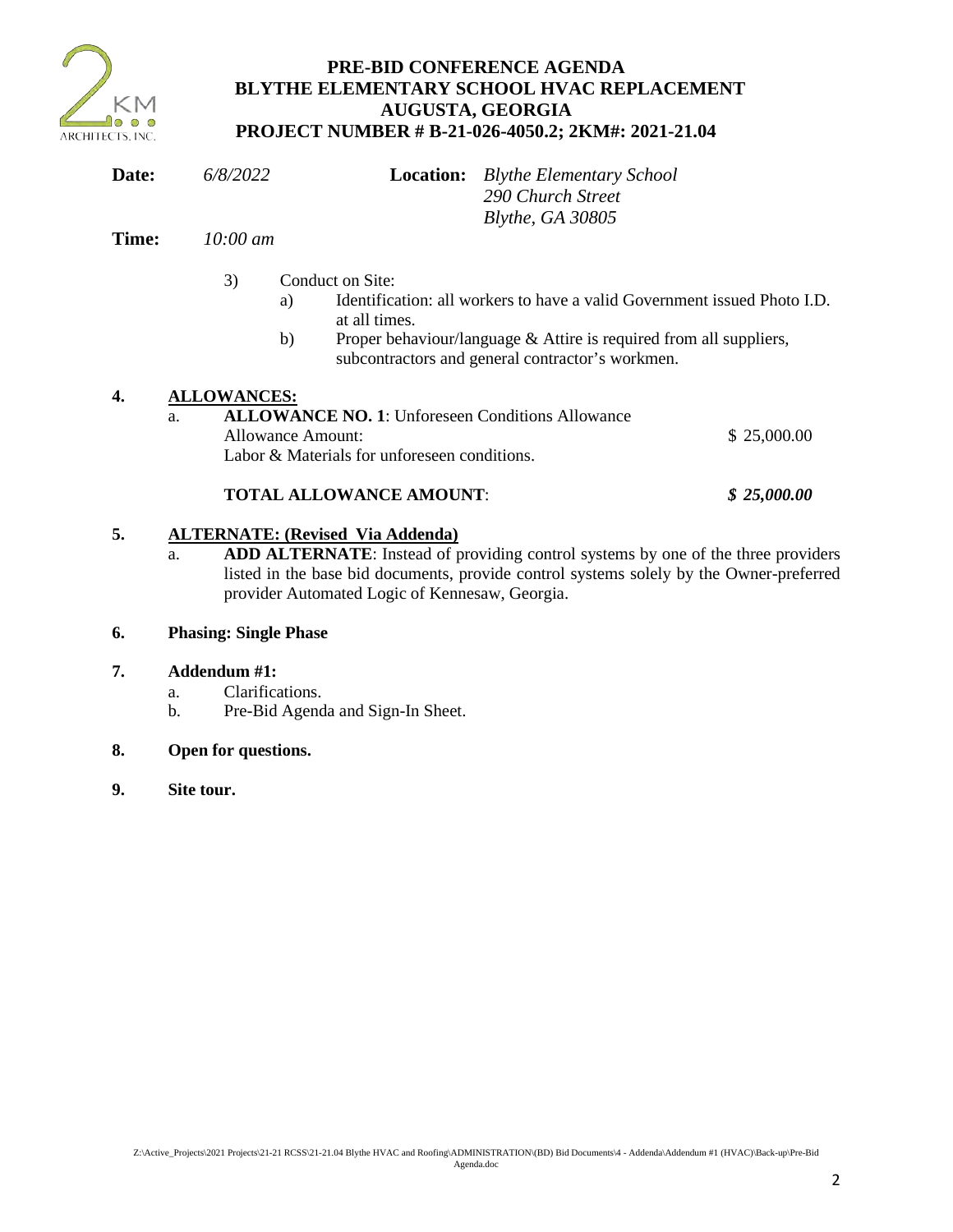# PRE-BID CONFERENCE AGENDA
# BLYTHE ELEMENTARY SCHOOL HVAC REPLACEMENT
# AUGUSTA, GEORGIA
# PROJECT NUMBER # B-21-026-4050.2; 2KM#: 2021-21.04

**Date:** *6/8/2022*

**Location:** *Blythe Elementary School*
*290 Church Street*
*Blythe, GA 30805*

**Time:** *10:00 am*

3) Conduct on Site:
   a) Identification: all workers to have a valid Government issued Photo I.D. at all times.
   b) Proper behaviour/language & Attire is required from all suppliers, subcontractors and general contractor's workmen.

**4. ALLOWANCES:**

a. **ALLOWANCE NO. 1**: Unforeseen Conditions Allowance
   Allowance Amount: $ 25,000.00
   Labor & Materials for unforeseen conditions.

   **TOTAL ALLOWANCE AMOUNT**: ***$ 25,000.00***

**5. ALTERNATE: (Revised Via Addenda)**

a. **ADD ALTERNATE**: Instead of providing control systems by one of the three providers listed in the base bid documents, provide control systems solely by the Owner-preferred provider Automated Logic of Kennesaw, Georgia.

**6. Phasing: Single Phase**

**7. Addendum #1:**

a. Clarifications.
b. Pre-Bid Agenda and Sign-In Sheet.

**8. Open for questions.**

**9. Site tour.**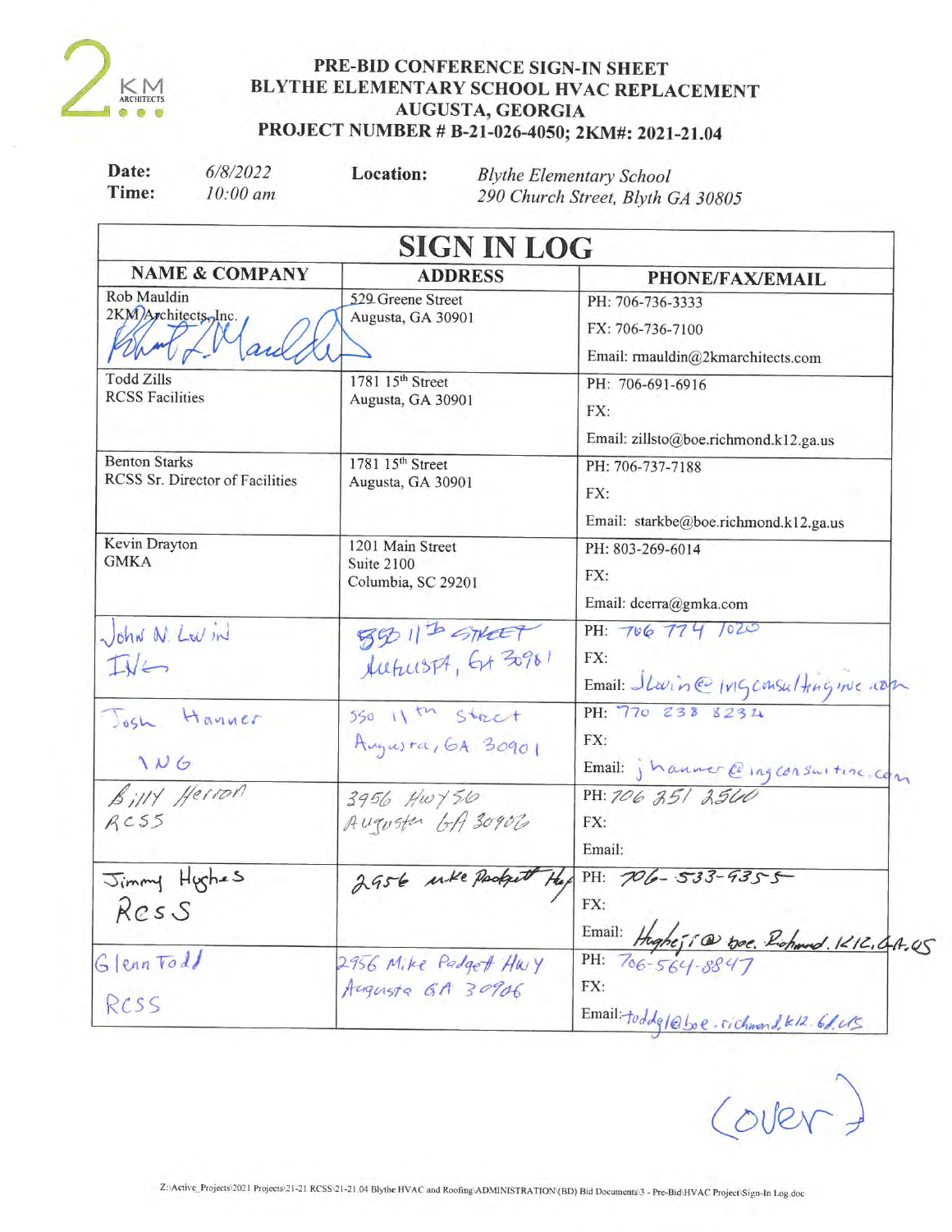# PRE-BID CONFERENCE SIGN-IN SHEET
# BLYTHE ELEMENTARY SCHOOL HVAC REPLACEMENT
# AUGUSTA, GEORGIA
# PROJECT NUMBER # B-21-026-4050; 2KM#: 2021-21.04

**Date:** *6/8/2022*
**Time:** *10:00 am*

**Location:** *Blythe Elementary School*
*290 Church Street, Blyth GA 30805*

## SIGN IN LOG

| NAME & COMPANY | ADDRESS | PHONE/FAX/EMAIL |
|---|---|---|
| Rob Mauldin<br>2KM Architects, Inc. | 529 Greene Street<br>Augusta, GA 30901 | PH: 706-736-3333<br>FX: 706-736-7100<br>Email: rmauldin@2kmarchitects.com |
| Todd Zills<br>RCSS Facilities | 1781 15th Street<br>Augusta, GA 30901 | PH: 706-691-6916<br>FX:<br>Email: zillsto@boe.richmond.k12.ga.us |
| Benton Starks<br>RCSS Sr. Director of Facilities | 1781 15th Street<br>Augusta, GA 30901 | PH: 706-737-7188<br>FX:<br>Email: starkbe@boe.richmond.k12.ga.us |
| Kevin Drayton<br>GMKA | 1201 Main Street<br>Suite 2100<br>Columbia, SC 29201 | PH: 803-269-6014<br>FX:<br>Email: dcerra@gmka.com |
| John N. Lowin<br>ING | 550 11th Street<br>Augusta, GA 30901 | PH: 706 774 1020<br>FX:<br>Email: JLowin@ingconsultinginc.com |
| Josh Hanner<br>ING | 550 11th Street<br>Augusta, GA 30901 | PH: 770 238 8234<br>FX:<br>Email: jhanner@ingconsultinc.com |
| Billy Herron<br>RCSS | 3956 Hwy 56<br>Augusta GA 30906 | PH: 706 251 2560<br>FX:<br>Email: |
| Jimmy Hughes<br>RCSS | 2956 Mike Padgett Hwy | PH: 706-533-9355<br>FX:<br>Email: Hughesji@boe.Richmond.K12.GA.US |
| Glenn Todd<br>RCSS | 2956 Mike Padgett Hwy<br>Augusta GA 30906 | PH: 706-564-8847<br>FX:<br>Email: toddgl@boe.richmond.k12.GA.US |

(over)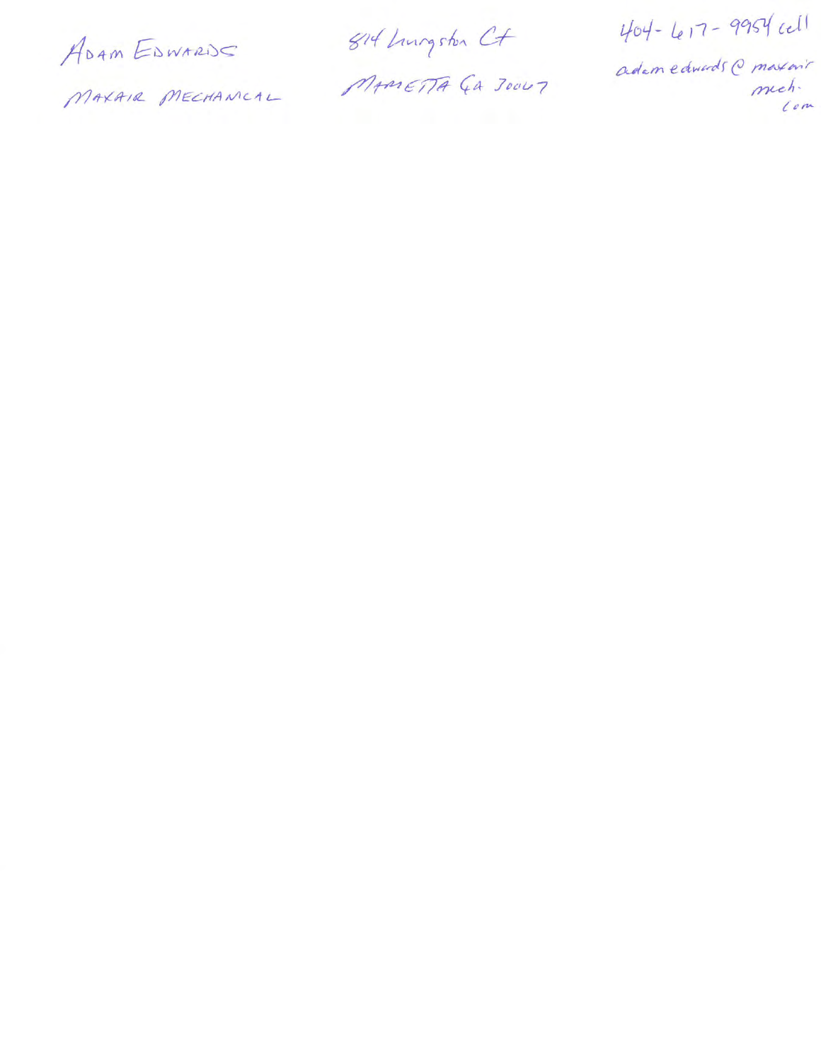ADAM EDWARDS
MAXAIR MECHANICAL

814 Livingston Ct
MARIETTA GA 30067

404-617-9954 cell
adamedwards@maxair
mech.
com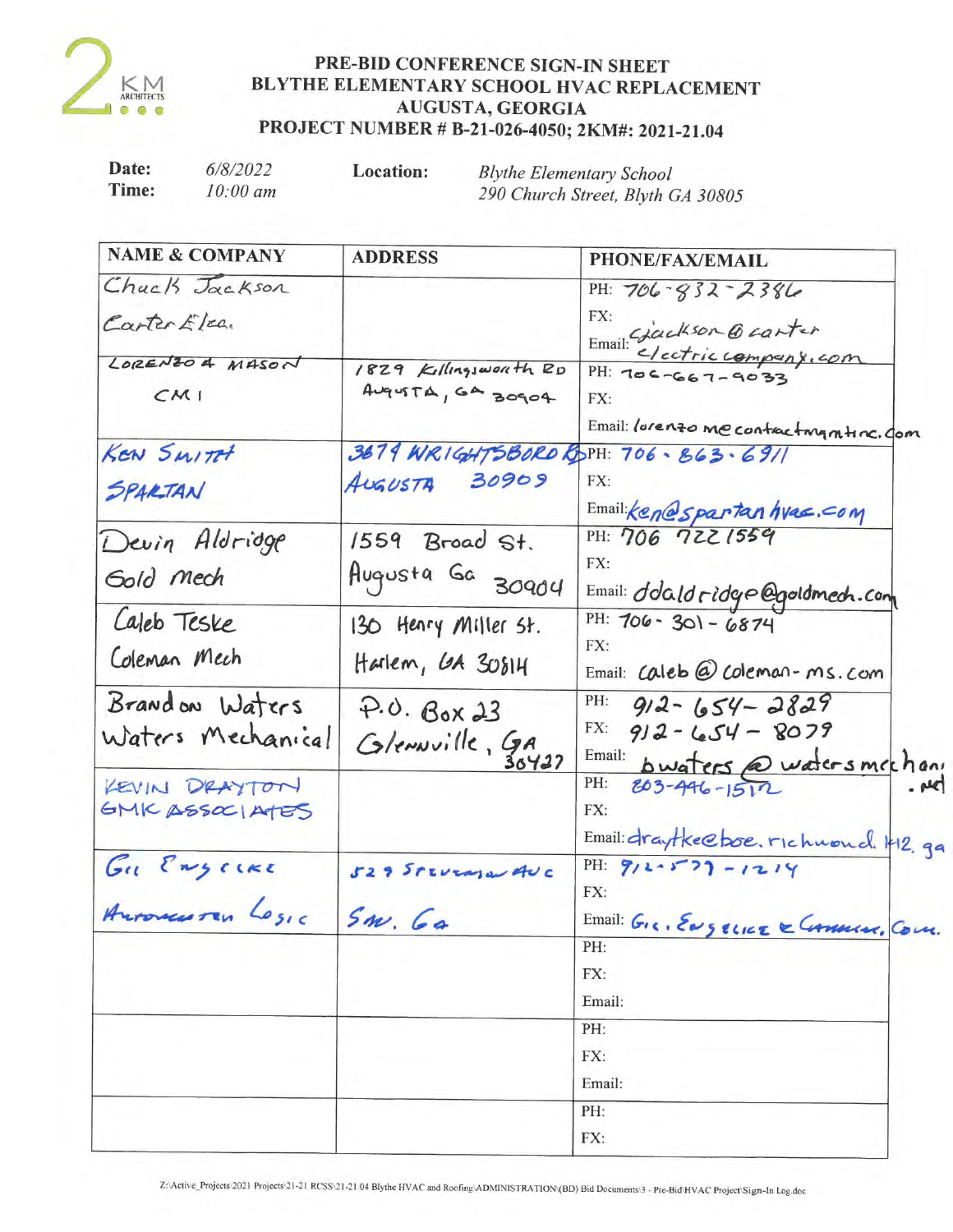2KM ARCHITECTS

# PRE-BID CONFERENCE SIGN-IN SHEET
# BLYTHE ELEMENTARY SCHOOL HVAC REPLACEMENT
# AUGUSTA, GEORGIA
# PROJECT NUMBER # B-21-026-4050; 2KM#: 2021-21.04

**Date:** *6/8/2022*
**Time:** *10:00 am*

**Location:** *Blythe Elementary School, 290 Church Street, Blyth GA 30805*

| NAME & COMPANY | ADDRESS | PHONE/FAX/EMAIL |
|---|---|---|
| Chuck Jackson<br>Carter Elec. | | PH: 706-832-2386<br>FX:<br>Email: cjackson@carterelectriccompany.com |
| LORENZO A MASON<br>CMI | 1829 Killingsworth RD<br>AUGUSTA, GA 30904 | PH: 706-667-9033<br>FX:<br>Email: lorenzo.mecontractmgmtinc.com |
| KEN SMITH<br>SPARTAN | 3879 WRIGHTSBORO RD<br>AUGUSTA 30909 | PH: 706.863.6911<br>FX:<br>Email: ken@spartanhvac.com |
| Devin Aldridge<br>Gold Mech | 1559 Broad St.<br>Augusta Ga 30904 | PH: 706 722 1559<br>FX:<br>Email: ddaldridge@goldmech.com |
| Caleb Teske<br>Coleman Mech | 130 Henry Miller St.<br>Harlem, GA 30814 | PH: 706-301-6874<br>FX:<br>Email: caleb@coleman-ms.com |
| Brandon Waters<br>Waters Mechanical | P.O. Box 23<br>Glennville, GA 30427 | PH: 912-654-2829<br>FX: 912-654-8079<br>Email: bwaters@watersmechani.net |
| KEVIN DRAYTON<br>GMK ASSOCIATES | | PH: 803-446-1512<br>FX:<br>Email: draytke@boe.richmond.k12.ga |
| Gil Engelke<br>Automation Logic | 529 Stevens Ave<br>SW. Ga | PH: 912-577-1214<br>FX:<br>Email: Gil.Engelke@[illegible].com |
| | | PH:<br>FX:<br>Email: |
| | | PH:<br>FX:<br>Email: |
| | | PH:<br>FX: |

Z:\Active_Projects\2021 Projects\21-21 RCSS\21-21.04 Blythe HVAC and Roofing\ADMINISTRATION\(BD) Bid Documents\3 - Pre-Bid\HVAC Project\Sign-In Log.doc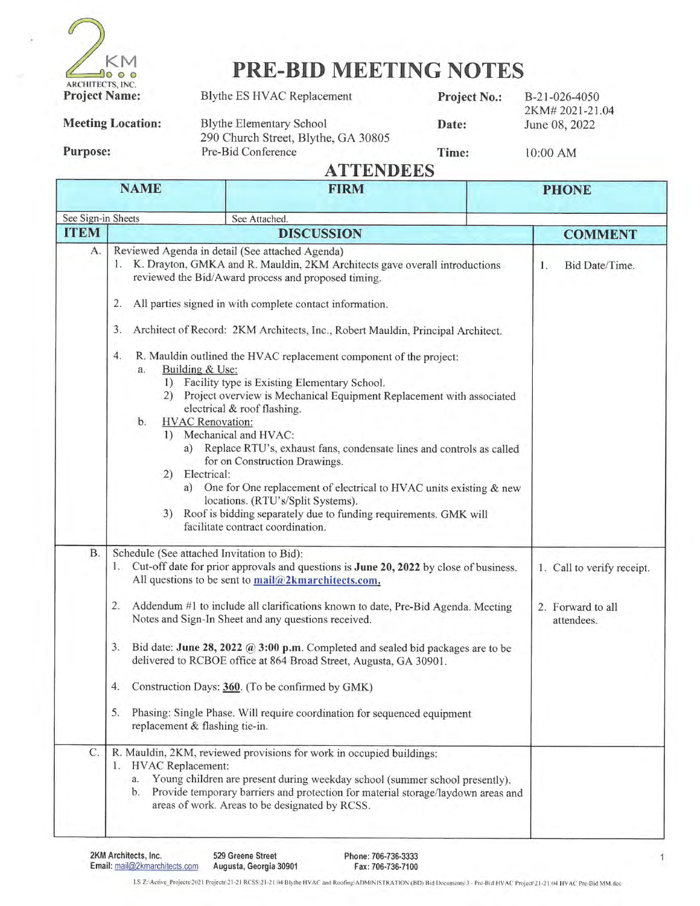# PRE-BID MEETING NOTES

| | | | |
|---|---|---|---|
| **Project Name:** | Blythe ES HVAC Replacement | **Project No.:** | B-21-026-4050<br>2KM# 2021-21.04 |
| **Meeting Location:** | Blythe Elementary School<br>290 Church Street, Blythe, GA 30805 | **Date:** | June 08, 2022 |
| **Purpose:** | Pre-Bid Conference | **Time:** | 10:00 AM |

## ATTENDEES

| NAME | FIRM | PHONE |
|---|---|---|
| See Sign-in Sheets | See Attached. | |

| ITEM | DISCUSSION | COMMENT |
|---|---|---|
| A. | Reviewed Agenda in detail (See attached Agenda)<br>1. K. Drayton, GMKA and R. Mauldin, 2KM Architects gave overall introductions reviewed the Bid/Award process and proposed timing.<br>2. All parties signed in with complete contact information.<br>3. Architect of Record: 2KM Architects, Inc., Robert Mauldin, Principal Architect.<br>4. R. Mauldin outlined the HVAC replacement component of the project:<br>a. Building & Use:<br>1) Facility type is Existing Elementary School.<br>2) Project overview is Mechanical Equipment Replacement with associated electrical & roof flashing.<br>b. HVAC Renovation:<br>1) Mechanical and HVAC:<br>a) Replace RTU's, exhaust fans, condensate lines and controls as called for on Construction Drawings.<br>2) Electrical:<br>a) One for One replacement of electrical to HVAC units existing & new locations. (RTU's/Split Systems).<br>3) Roof is bidding separately due to funding requirements. GMK will facilitate contract coordination. | 1. Bid Date/Time. |
| B. | Schedule (See attached Invitation to Bid):<br>1. Cut-off date for prior approvals and questions is **June 20, 2022** by close of business. All questions to be sent to **mail@2kmarchitects.com.**<br>2. Addendum #1 to include all clarifications known to date, Pre-Bid Agenda. Meeting Notes and Sign-In Sheet and any questions received.<br>3. Bid date: **June 28, 2022 @ 3:00 p.m**. Completed and sealed bid packages are to be delivered to RCBOE office at 864 Broad Street, Augusta, GA 30901.<br>4. Construction Days: **360**. (To be confirmed by GMK)<br>5. Phasing: Single Phase. Will require coordination for sequenced equipment replacement & flashing tie-in. | 1. Call to verify receipt.<br>2. Forward to all attendees. |
| C. | R. Mauldin, 2KM, reviewed provisions for work in occupied buildings:<br>1. HVAC Replacement:<br>a. Young children are present during weekday school (summer school presently).<br>b. Provide temporary barriers and protection for material storage/laydown areas and areas of work. Areas to be designated by RCSS. | |

2KM Architects, Inc. Email: mail@2kmarchitects.com | 529 Greene Street Augusta, Georgia 30901 | Phone: 706-736-3333 Fax: 706-736-7100

LS Z:\Active_Projects\2021 Projects\21-21 RCSS\21-21.04 Blythe HVAC and Roofing\ADMINISTRATION (BD) Bid Documents\3 - Pre-Bid\HVAC Project\21-21.04 HVAC Pre-Bid MM.doc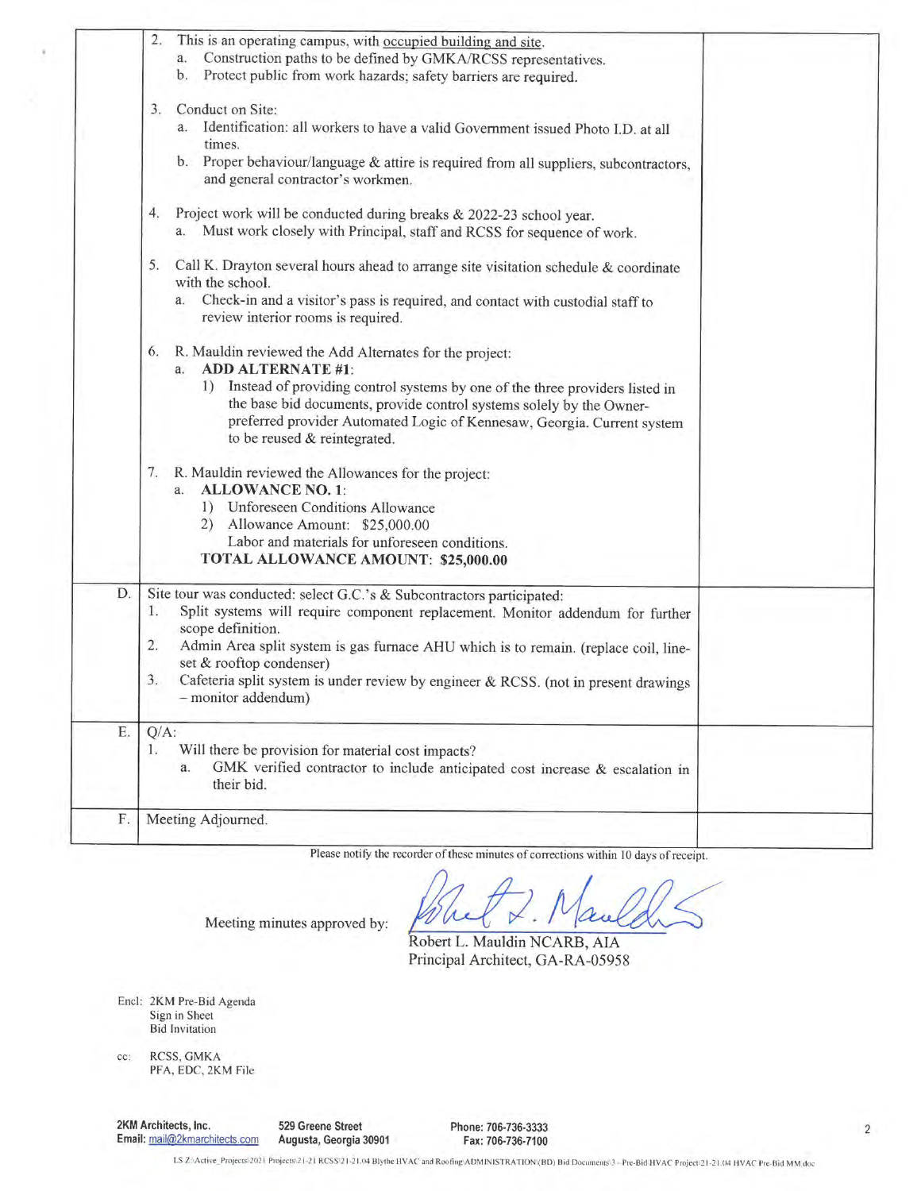| | | |
|---|---|---|
| | 2. This is an operating campus, with occupied building and site.<br>a. Construction paths to be defined by GMKA/RCSS representatives.<br>b. Protect public from work hazards; safety barriers are required.<br><br>3. Conduct on Site:<br>a. Identification: all workers to have a valid Government issued Photo I.D. at all times.<br>b. Proper behaviour/language & attire is required from all suppliers, subcontractors, and general contractor's workmen.<br><br>4. Project work will be conducted during breaks & 2022-23 school year.<br>a. Must work closely with Principal, staff and RCSS for sequence of work.<br><br>5. Call K. Drayton several hours ahead to arrange site visitation schedule & coordinate with the school.<br>a. Check-in and a visitor's pass is required, and contact with custodial staff to review interior rooms is required.<br><br>6. R. Mauldin reviewed the Add Alternates for the project:<br>a. **ADD ALTERNATE #1**:<br>1) Instead of providing control systems by one of the three providers listed in the base bid documents, provide control systems solely by the Owner-preferred provider Automated Logic of Kennesaw, Georgia. Current system to be reused & reintegrated.<br><br>7. R. Mauldin reviewed the Allowances for the project:<br>a. **ALLOWANCE NO. 1**:<br>1) Unforeseen Conditions Allowance<br>2) Allowance Amount: $25,000.00<br>Labor and materials for unforeseen conditions.<br>**TOTAL ALLOWANCE AMOUNT: $25,000.00** | |
| D. | Site tour was conducted: select G.C.'s & Subcontractors participated:<br>1. Split systems will require component replacement. Monitor addendum for further scope definition.<br>2. Admin Area split system is gas furnace AHU which is to remain. (replace coil, line-set & rooftop condenser)<br>3. Cafeteria split system is under review by engineer & RCSS. (not in present drawings – monitor addendum) | |
| E. | Q/A:<br>1. Will there be provision for material cost impacts?<br>a. GMK verified contractor to include anticipated cost increase & escalation in their bid. | |
| F. | Meeting Adjourned. | |

Please notify the recorder of these minutes of corrections within 10 days of receipt.

Meeting minutes approved by: [signature]

Robert L. Mauldin NCARB, AIA
Principal Architect, GA-RA-05958

Encl: 2KM Pre-Bid Agenda
Sign in Sheet
Bid Invitation

cc: RCSS, GMKA
PFA, EDC, 2KM File

**2KM Architects, Inc.** **529 Greene Street** **Phone: 706-736-3333**
**Email:** mail@2kmarchitects.com **Augusta, Georgia 30901** **Fax: 706-736-7100**

LS Z:\Active_Projects\2021 Projects\21-21 RCSS\21-21.04 Blythe HVAC and Roofing\ADMINISTRATION\(BD) Bid Documents\3 - Pre-Bid HVAC Project\21-21.04 HVAC Pre-Bid MM.doc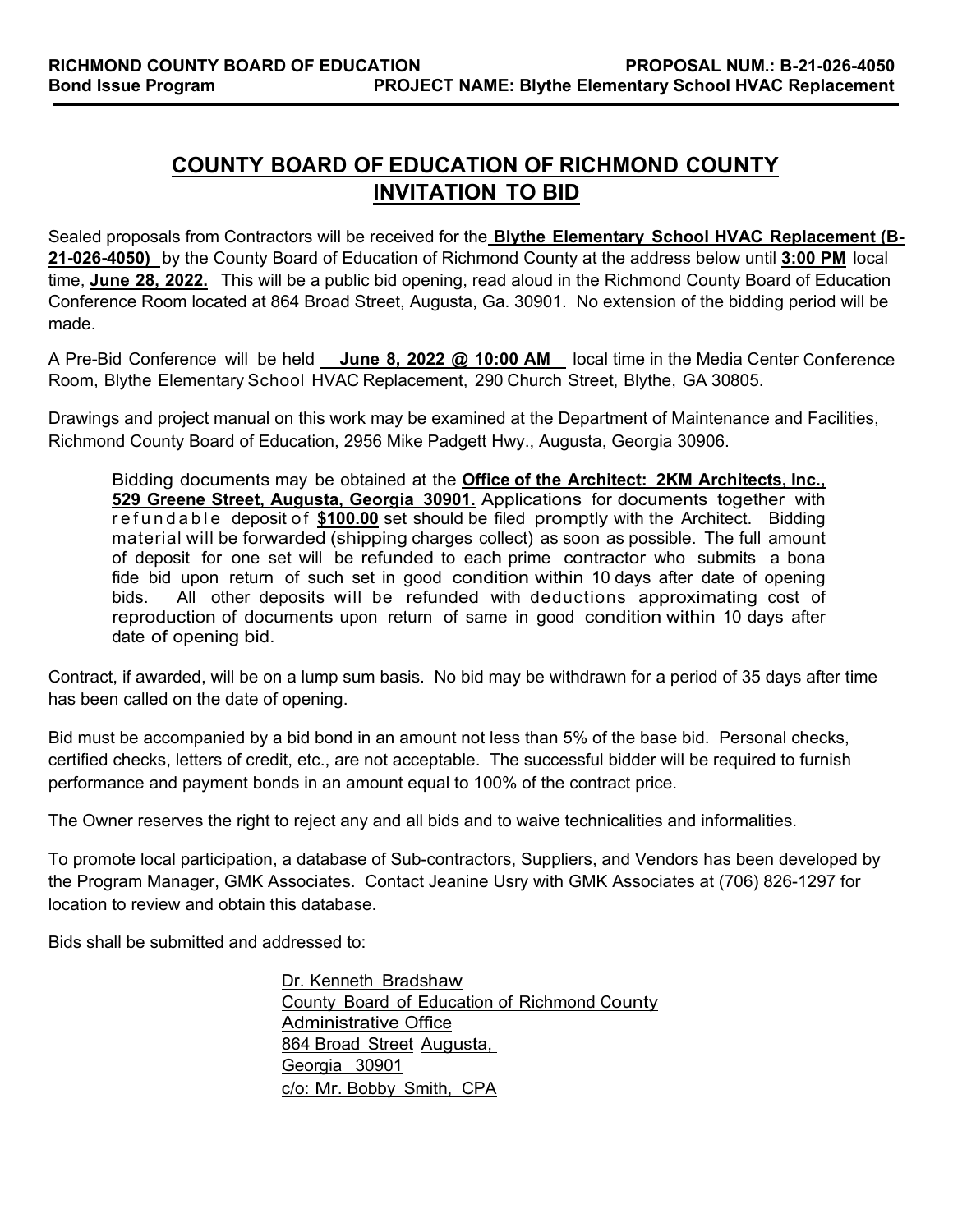# COUNTY BOARD OF EDUCATION OF RICHMOND COUNTY INVITATION TO BID

Sealed proposals from Contractors will be received for the **Blythe Elementary School HVAC Replacement (B-21-026-4050)** by the County Board of Education of Richmond County at the address below until **3:00 PM** local time, **June 28, 2022.** This will be a public bid opening, read aloud in the Richmond County Board of Education Conference Room located at 864 Broad Street, Augusta, Ga. 30901. No extension of the bidding period will be made.

A Pre-Bid Conference will be held **June 8, 2022 @ 10:00 AM** local time in the Media Center Conference Room, Blythe Elementary School HVAC Replacement, 290 Church Street, Blythe, GA 30805.

Drawings and project manual on this work may be examined at the Department of Maintenance and Facilities, Richmond County Board of Education, 2956 Mike Padgett Hwy., Augusta, Georgia 30906.

> Bidding documents may be obtained at the **Office of the Architect: 2KM Architects, Inc., 529 Greene Street, Augusta, Georgia 30901.** Applications for documents together with refundable deposit of **$100.00** set should be filed promptly with the Architect. Bidding material will be forwarded (shipping charges collect) as soon as possible. The full amount of deposit for one set will be refunded to each prime contractor who submits a bona fide bid upon return of such set in good condition within 10 days after date of opening bids. All other deposits will be refunded with deductions approximating cost of reproduction of documents upon return of same in good condition within 10 days after date of opening bid.

Contract, if awarded, will be on a lump sum basis. No bid may be withdrawn for a period of 35 days after time has been called on the date of opening.

Bid must be accompanied by a bid bond in an amount not less than 5% of the base bid. Personal checks, certified checks, letters of credit, etc., are not acceptable. The successful bidder will be required to furnish performance and payment bonds in an amount equal to 100% of the contract price.

The Owner reserves the right to reject any and all bids and to waive technicalities and informalities.

To promote local participation, a database of Sub-contractors, Suppliers, and Vendors has been developed by the Program Manager, GMK Associates. Contact Jeanine Usry with GMK Associates at (706) 826-1297 for location to review and obtain this database.

Bids shall be submitted and addressed to:

Dr. Kenneth Bradshaw  
County Board of Education of Richmond County  
Administrative Office  
864 Broad Street Augusta,  
Georgia 30901  
c/o: Mr. Bobby Smith, CPA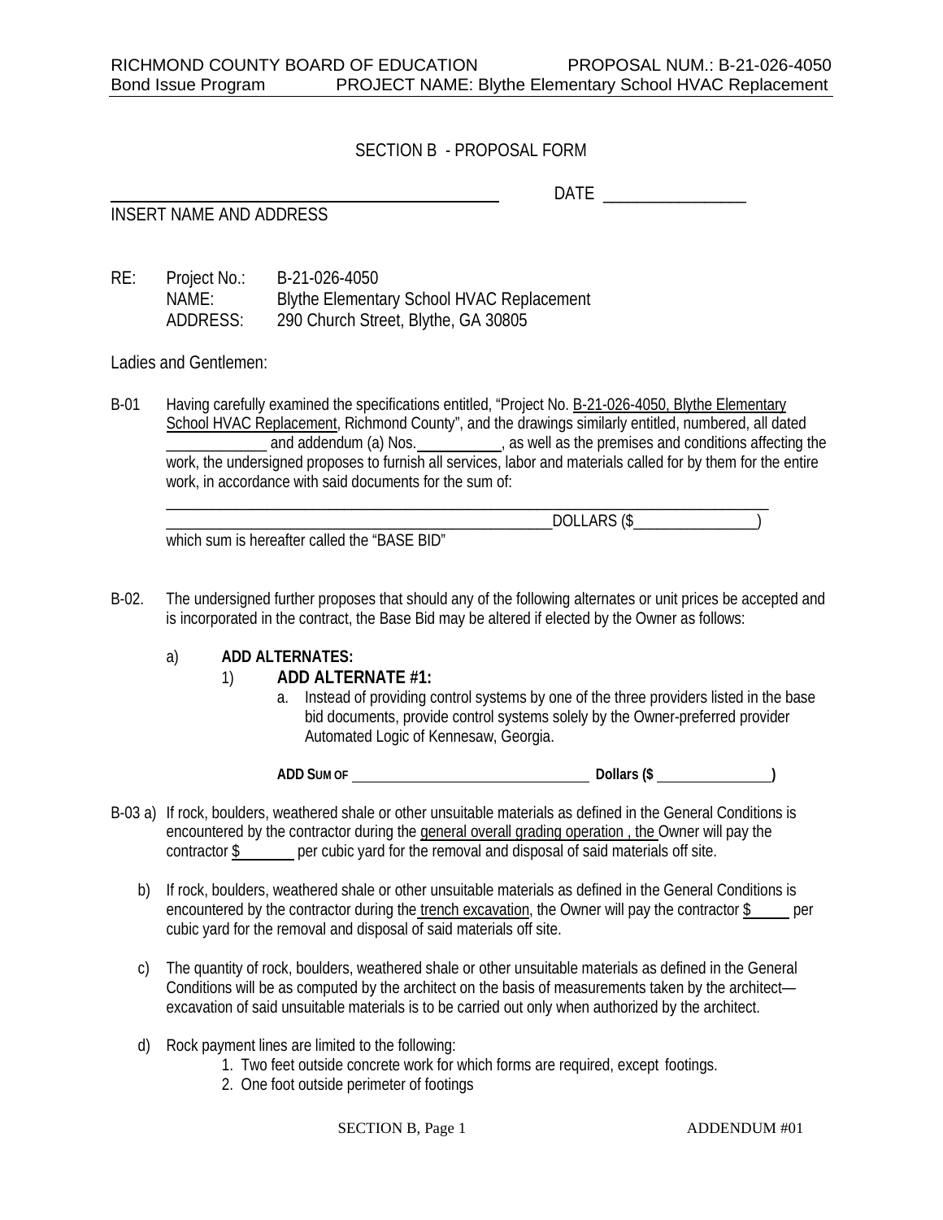## SECTION B - PROPOSAL FORM

_______________________________________________ DATE _________________

INSERT NAME AND ADDRESS

RE: Project No.: B-21-026-4050
NAME: Blythe Elementary School HVAC Replacement
ADDRESS: 290 Church Street, Blythe, GA 30805

Ladies and Gentlemen:

B-01 Having carefully examined the specifications entitled, "Project No. B-21-026-4050, Blythe Elementary School HVAC Replacement, Richmond County", and the drawings similarly entitled, numbered, all dated _____________ and addendum (a) Nos. ___________, as well as the premises and conditions affecting the work, the undersigned proposes to furnish all services, labor and materials called for by them for the entire work, in accordance with said documents for the sum of:

__________________________________________________________________________
__________________________________________________DOLLARS ($________________)

which sum is hereafter called the "BASE BID"

B-02. The undersigned further proposes that should any of the following alternates or unit prices be accepted and is incorporated in the contract, the Base Bid may be altered if elected by the Owner as follows:

a) **ADD ALTERNATES:**

1) **ADD ALTERNATE #1:**

a. Instead of providing control systems by one of the three providers listed in the base bid documents, provide control systems solely by the Owner-preferred provider Automated Logic of Kennesaw, Georgia.

**ADD SUM OF ________________________________ Dollars ($ ________________)**

B-03 a) If rock, boulders, weathered shale or other unsuitable materials as defined in the General Conditions is encountered by the contractor during the general overall grading operation , the Owner will pay the contractor $_______ per cubic yard for the removal and disposal of said materials off site.

b) If rock, boulders, weathered shale or other unsuitable materials as defined in the General Conditions is encountered by the contractor during the trench excavation, the Owner will pay the contractor $_____ per cubic yard for the removal and disposal of said materials off site.

c) The quantity of rock, boulders, weathered shale or other unsuitable materials as defined in the General Conditions will be as computed by the architect on the basis of measurements taken by the architect—excavation of said unsuitable materials is to be carried out only when authorized by the architect.

d) Rock payment lines are limited to the following:

1. Two feet outside concrete work for which forms are required, except footings.
2. One foot outside perimeter of footings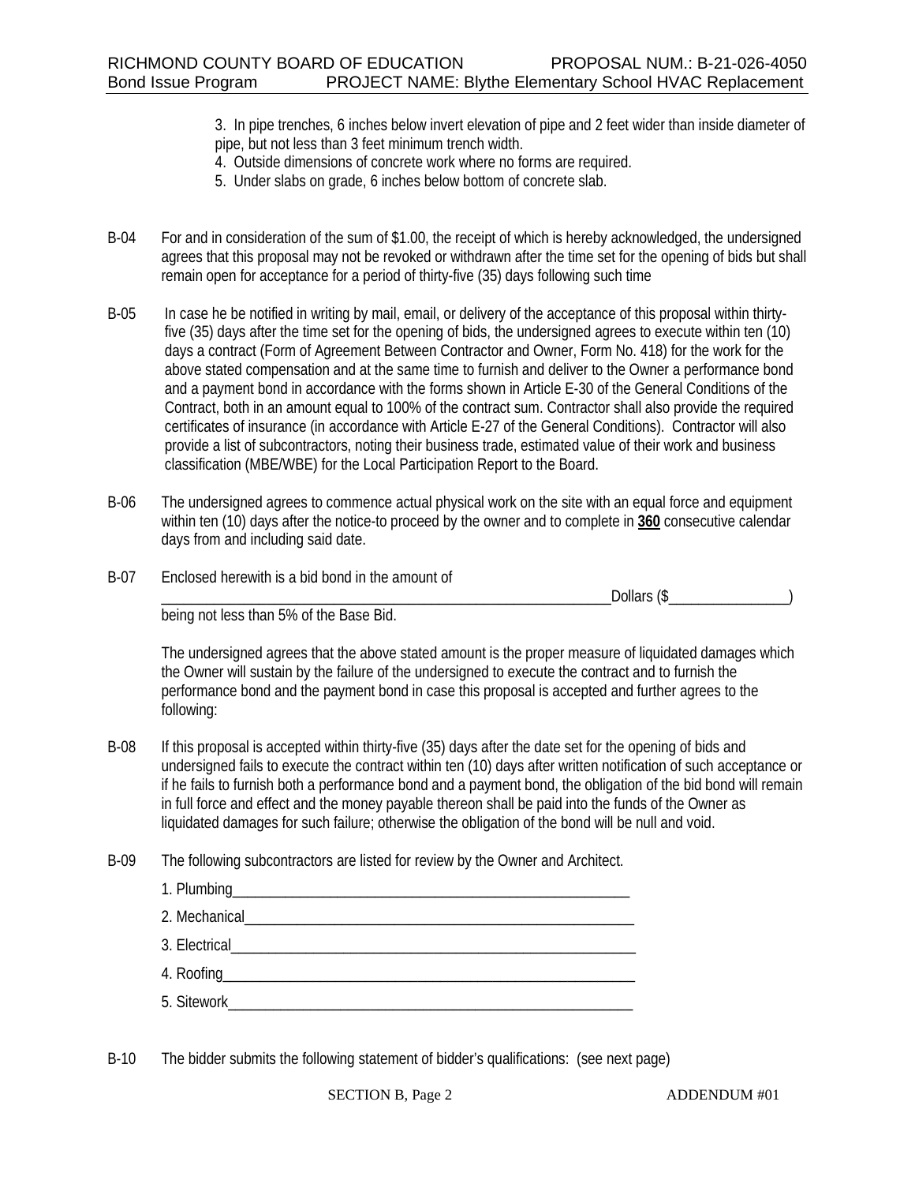3. In pipe trenches, 6 inches below invert elevation of pipe and 2 feet wider than inside diameter of pipe, but not less than 3 feet minimum trench width.
4. Outside dimensions of concrete work where no forms are required.
5. Under slabs on grade, 6 inches below bottom of concrete slab.

B-04 For and in consideration of the sum of $1.00, the receipt of which is hereby acknowledged, the undersigned agrees that this proposal may not be revoked or withdrawn after the time set for the opening of bids but shall remain open for acceptance for a period of thirty-five (35) days following such time

B-05 In case he be notified in writing by mail, email, or delivery of the acceptance of this proposal within thirty-five (35) days after the time set for the opening of bids, the undersigned agrees to execute within ten (10) days a contract (Form of Agreement Between Contractor and Owner, Form No. 418) for the work for the above stated compensation and at the same time to furnish and deliver to the Owner a performance bond and a payment bond in accordance with the forms shown in Article E-30 of the General Conditions of the Contract, both in an amount equal to 100% of the contract sum. Contractor shall also provide the required certificates of insurance (in accordance with Article E-27 of the General Conditions). Contractor will also provide a list of subcontractors, noting their business trade, estimated value of their work and business classification (MBE/WBE) for the Local Participation Report to the Board.

B-06 The undersigned agrees to commence actual physical work on the site with an equal force and equipment within ten (10) days after the notice-to proceed by the owner and to complete in **360** consecutive calendar days from and including said date.

B-07 Enclosed herewith is a bid bond in the amount of
_____________________________________________________________Dollars ($________________)
being not less than 5% of the Base Bid.

The undersigned agrees that the above stated amount is the proper measure of liquidated damages which the Owner will sustain by the failure of the undersigned to execute the contract and to furnish the performance bond and the payment bond in case this proposal is accepted and further agrees to the following:

B-08 If this proposal is accepted within thirty-five (35) days after the date set for the opening of bids and undersigned fails to execute the contract within ten (10) days after written notification of such acceptance or if he fails to furnish both a performance bond and a payment bond, the obligation of the bid bond will remain in full force and effect and the money payable thereon shall be paid into the funds of the Owner as liquidated damages for such failure; otherwise the obligation of the bond will be null and void.

B-09 The following subcontractors are listed for review by the Owner and Architect.

1. Plumbing_____________________________________________________
2. Mechanical___________________________________________________
3. Electrical____________________________________________________
4. Roofing______________________________________________________
5. Sitework_____________________________________________________

B-10 The bidder submits the following statement of bidder's qualifications: (see next page)

SECTION B, Page 2 ADDENDUM #01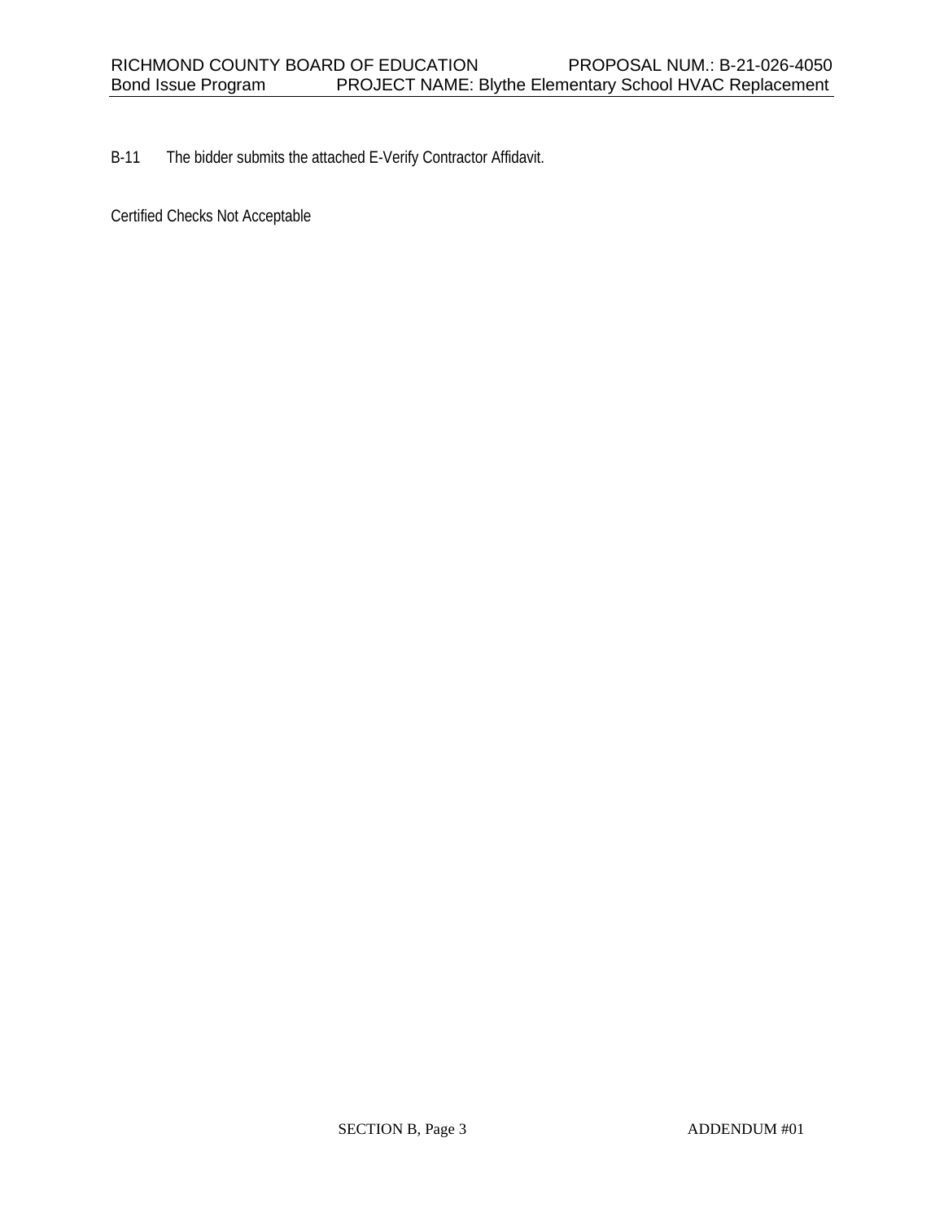B-11 The bidder submits the attached E-Verify Contractor Affidavit.

Certified Checks Not Acceptable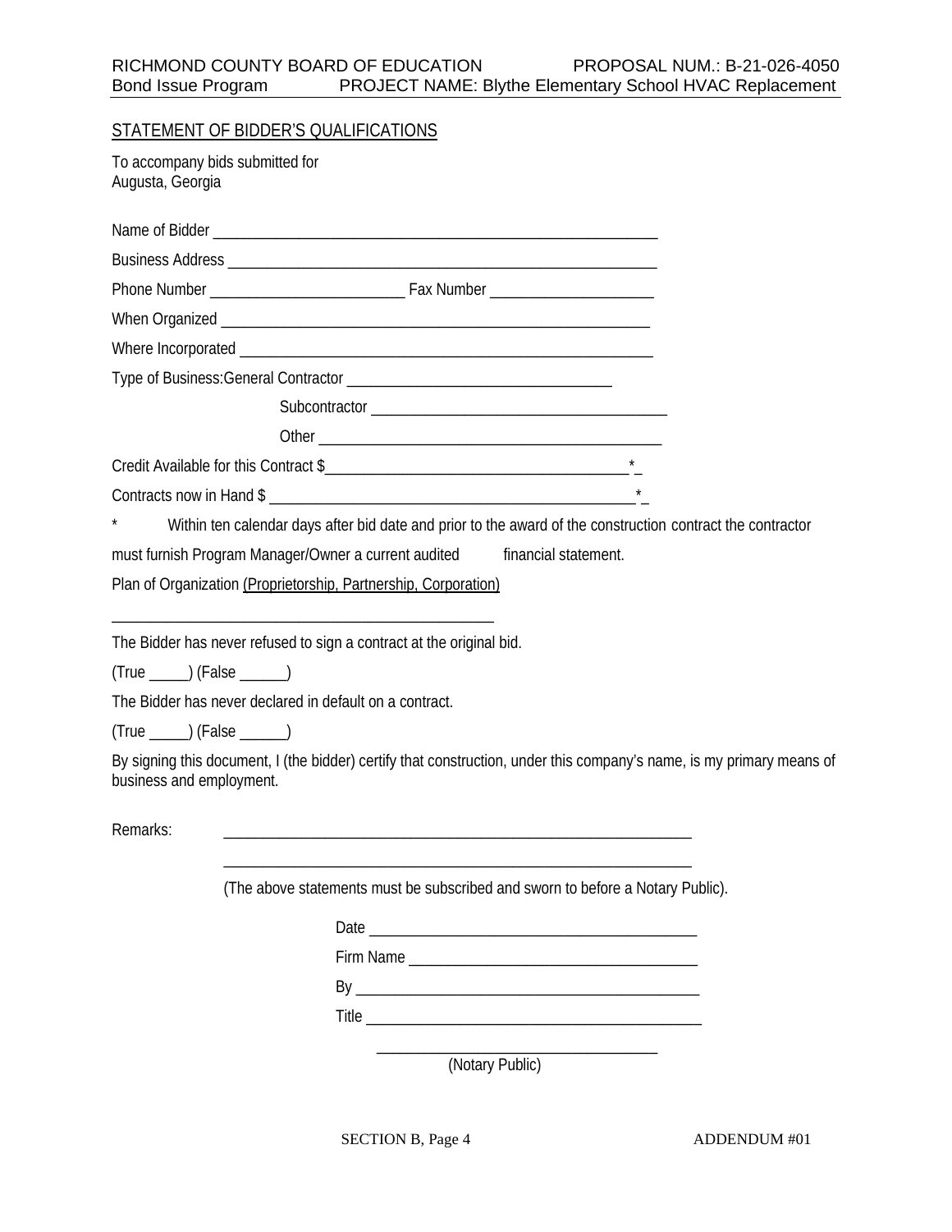## STATEMENT OF BIDDER'S QUALIFICATIONS

To accompany bids submitted for
Augusta, Georgia

Name of Bidder ______________________________________________________

Business Address ____________________________________________________

Phone Number ________________________ Fax Number ____________________

When Organized ______________________________________________________

Where Incorporated ___________________________________________________

Type of Business: General Contractor _________________________________

Subcontractor ______________________________________

Other ___________________________________________

Credit Available for this Contract $____________________________________*_

Contracts now in Hand $ _____________________________________________*_

\* Within ten calendar days after bid date and prior to the award of the construction contract the contractor must furnish Program Manager/Owner a current audited financial statement.

Plan of Organization (Proprietorship, Partnership, Corporation)

_______________________________________________

The Bidder has never refused to sign a contract at the original bid.

(True _____) (False ______)

The Bidder has never declared in default on a contract.

(True _____) (False ______)

By signing this document, I (the bidder) certify that construction, under this company's name, is my primary means of business and employment.

Remarks: __________________________________________________________

__________________________________________________________

(The above statements must be subscribed and sworn to before a Notary Public).

Date ________________________________________

Firm Name ___________________________________

By __________________________________________

Title ________________________________________

__________________________________
(Notary Public)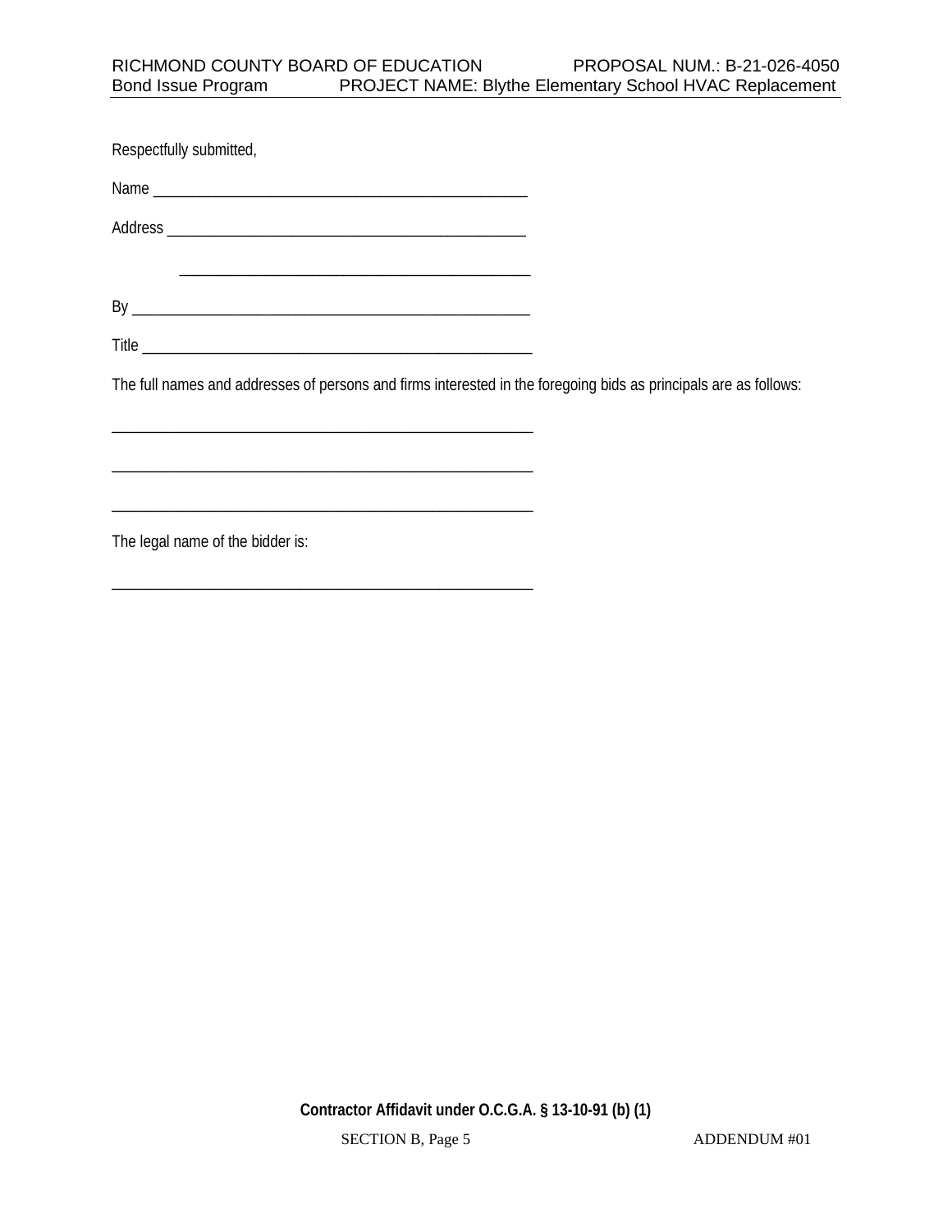Respectfully submitted,

Name ________________________________________________

Address _____________________________________________

_____________________________________________

By __________________________________________________

Title ________________________________________________

The full names and addresses of persons and firms interested in the foregoing bids as principals are as follows:

______________________________________________________

______________________________________________________

______________________________________________________

The legal name of the bidder is:

______________________________________________________

**Contractor Affidavit under O.C.G.A. § 13-10-91 (b) (1)**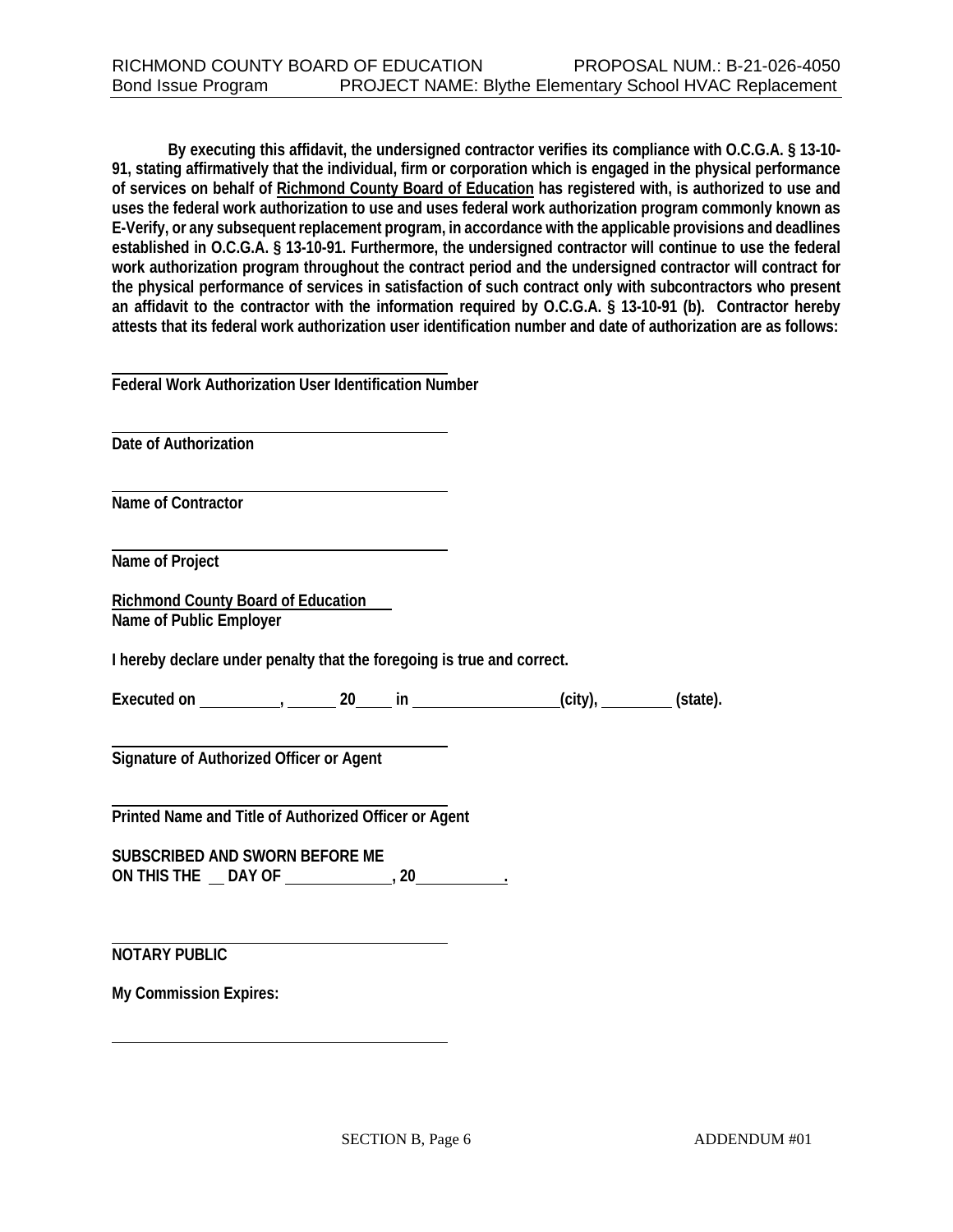**By executing this affidavit, the undersigned contractor verifies its compliance with O.C.G.A. § 13-10-91, stating affirmatively that the individual, firm or corporation which is engaged in the physical performance of services on behalf of Richmond County Board of Education has registered with, is authorized to use and uses the federal work authorization to use and uses federal work authorization program commonly known as E-Verify, or any subsequent replacement program, in accordance with the applicable provisions and deadlines established in O.C.G.A. § 13-10-91. Furthermore, the undersigned contractor will continue to use the federal work authorization program throughout the contract period and the undersigned contractor will contract for the physical performance of services in satisfaction of such contract only with subcontractors who present an affidavit to the contractor with the information required by O.C.G.A. § 13-10-91 (b). Contractor hereby attests that its federal work authorization user identification number and date of authorization are as follows:**

\_\_\_\_\_\_\_\_\_\_\_\_\_\_\_\_\_\_\_\_\_\_\_\_\_\_\_\_\_\_\_\_\_\_\_\_\_\_\_\_
**Federal Work Authorization User Identification Number**

\_\_\_\_\_\_\_\_\_\_\_\_\_\_\_\_\_\_\_\_\_\_\_\_\_\_\_\_\_\_\_\_\_\_\_\_\_\_\_\_
**Date of Authorization**

\_\_\_\_\_\_\_\_\_\_\_\_\_\_\_\_\_\_\_\_\_\_\_\_\_\_\_\_\_\_\_\_\_\_\_\_\_\_\_\_
**Name of Contractor**

\_\_\_\_\_\_\_\_\_\_\_\_\_\_\_\_\_\_\_\_\_\_\_\_\_\_\_\_\_\_\_\_\_\_\_\_\_\_\_\_
**Name of Project**

**Richmond County Board of Education**
**Name of Public Employer**

**I hereby declare under penalty that the foregoing is true and correct.**

**Executed on \_\_\_\_\_\_\_\_\_\_, \_\_\_\_\_\_ 20\_\_\_\_ in \_\_\_\_\_\_\_\_\_\_\_\_\_\_\_\_\_\_(city), \_\_\_\_\_\_\_\_\_ (state).**

\_\_\_\_\_\_\_\_\_\_\_\_\_\_\_\_\_\_\_\_\_\_\_\_\_\_\_\_\_\_\_\_\_\_\_\_\_\_\_\_
**Signature of Authorized Officer or Agent**

\_\_\_\_\_\_\_\_\_\_\_\_\_\_\_\_\_\_\_\_\_\_\_\_\_\_\_\_\_\_\_\_\_\_\_\_\_\_\_\_
**Printed Name and Title of Authorized Officer or Agent**

**SUBSCRIBED AND SWORN BEFORE ME**
**ON THIS THE \_\_ DAY OF \_\_\_\_\_\_\_\_\_\_\_\_\_, 20\_\_\_\_\_\_\_\_\_\_\_.**

\_\_\_\_\_\_\_\_\_\_\_\_\_\_\_\_\_\_\_\_\_\_\_\_\_\_\_\_\_\_\_\_\_\_\_\_\_\_\_\_
**NOTARY PUBLIC**

**My Commission Expires:**

\_\_\_\_\_\_\_\_\_\_\_\_\_\_\_\_\_\_\_\_\_\_\_\_\_\_\_\_\_\_\_\_\_\_\_\_\_\_\_\_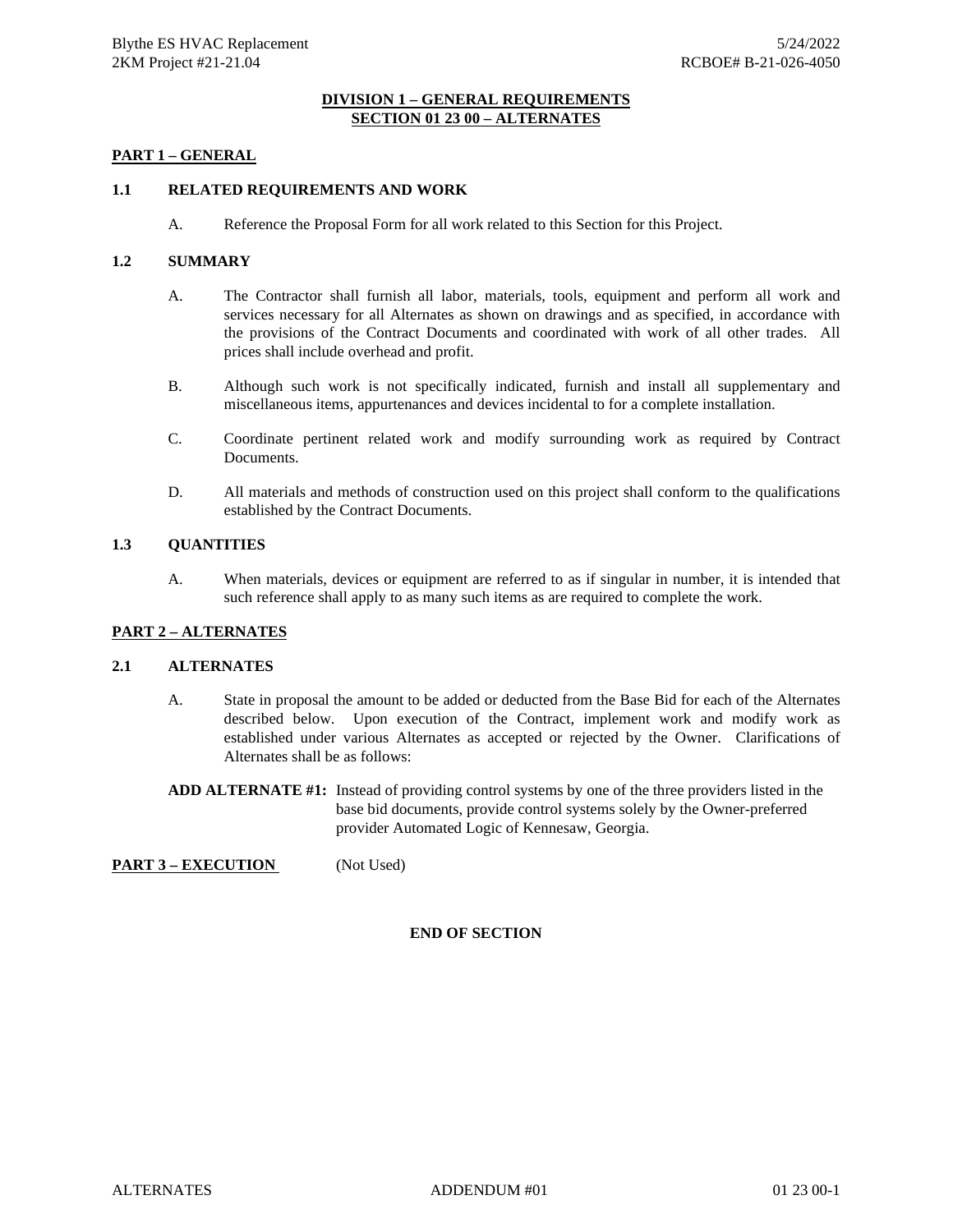# DIVISION 1 – GENERAL REQUIREMENTS
# SECTION 01 23 00 – ALTERNATES

## PART 1 – GENERAL

### 1.1 RELATED REQUIREMENTS AND WORK

A. Reference the Proposal Form for all work related to this Section for this Project.

### 1.2 SUMMARY

A. The Contractor shall furnish all labor, materials, tools, equipment and perform all work and services necessary for all Alternates as shown on drawings and as specified, in accordance with the provisions of the Contract Documents and coordinated with work of all other trades. All prices shall include overhead and profit.

B. Although such work is not specifically indicated, furnish and install all supplementary and miscellaneous items, appurtenances and devices incidental to for a complete installation.

C. Coordinate pertinent related work and modify surrounding work as required by Contract Documents.

D. All materials and methods of construction used on this project shall conform to the qualifications established by the Contract Documents.

### 1.3 QUANTITIES

A. When materials, devices or equipment are referred to as if singular in number, it is intended that such reference shall apply to as many such items as are required to complete the work.

## PART 2 – ALTERNATES

### 2.1 ALTERNATES

A. State in proposal the amount to be added or deducted from the Base Bid for each of the Alternates described below. Upon execution of the Contract, implement work and modify work as established under various Alternates as accepted or rejected by the Owner. Clarifications of Alternates shall be as follows:

**ADD ALTERNATE #1:** Instead of providing control systems by one of the three providers listed in the base bid documents, provide control systems solely by the Owner-preferred provider Automated Logic of Kennesaw, Georgia.

## PART 3 – EXECUTION (Not Used)

**END OF SECTION**